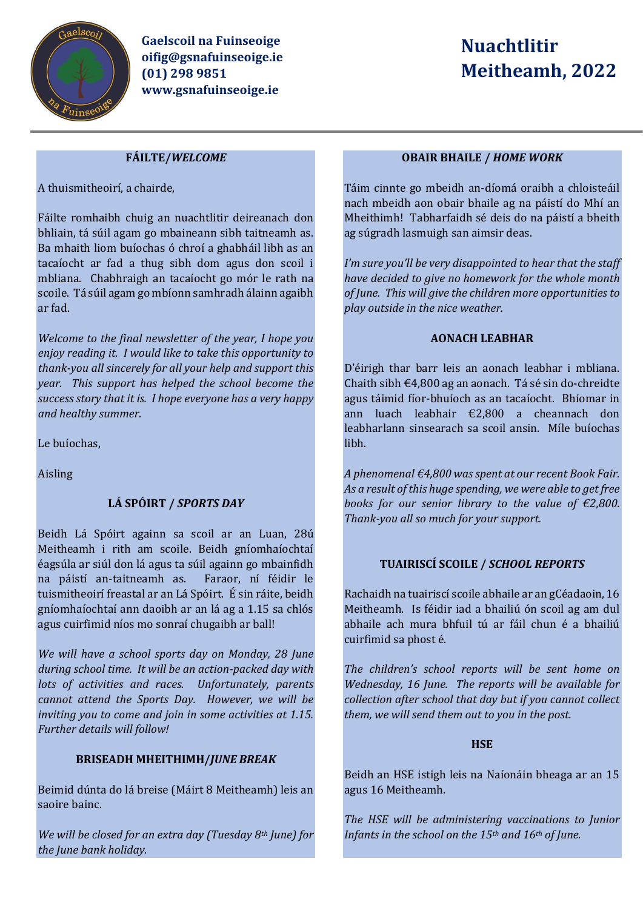**Gaelscoil na Fuinseoige**
**oifig@gsnafuinseoige.ie**
**(01) 298 9851**
**www.gsnafuinseoige.ie**

# Nuachtlitir Meitheamh, 2022

## FÁILTE/*WELCOME*

A thuismitheoirí, a chairde,

Fáilte romhaibh chuig an nuachtlitir deireanach don bhliain, tá súil agam go mbaineann sibh taitneamh as. Ba mhaith liom buíochas ó chroí a ghabháil libh as an tacaíocht ar fad a thug sibh dom agus don scoil i mbliana. Chabhraigh an tacaíocht go mór le rath na scoile. Tá súil agam go mbíonn samhradh álainn agaibh ar fad.

*Welcome to the final newsletter of the year, I hope you enjoy reading it. I would like to take this opportunity to thank-you all sincerely for all your help and support this year. This support has helped the school become the success story that it is. I hope everyone has a very happy and healthy summer.*

Le buíochas,

Aisling

## LÁ SPÓIRT / *SPORTS DAY*

Beidh Lá Spóirt againn sa scoil ar an Luan, 28ú Meitheamh i rith am scoile. Beidh gníomhaíochtaí éagsúla ar siúl don lá agus ta súil againn go mbainfidh na páistí an-taitneamh as. Faraor, ní féidir le tuismitheoirí freastal ar an Lá Spóirt. É sin ráite, beidh gníomhaíochtaí ann daoibh ar an lá ag a 1.15 sa chlós agus cuirfimid níos mo sonraí chugaibh ar ball!

*We will have a school sports day on Monday, 28 June during school time. It will be an action-packed day with lots of activities and races. Unfortunately, parents cannot attend the Sports Day. However, we will be inviting you to come and join in some activities at 1.15. Further details will follow!*

## BRISEADH MHEITHIMH/*JUNE BREAK*

Beimid dúnta do lá breise (Máirt 8 Meitheamh) leis an saoire bainc.

*We will be closed for an extra day (Tuesday 8th June) for the June bank holiday.*

## OBAIR BHAILE / *HOME WORK*

Táim cinnte go mbeidh an-díomá oraibh a chloisteáil nach mbeidh aon obair bhaile ag na páistí do Mhí an Mheithimh! Tabharfaidh sé deis do na páistí a bheith ag súgradh lasmuigh san aimsir deas.

*I'm sure you'll be very disappointed to hear that the staff have decided to give no homework for the whole month of June. This will give the children more opportunities to play outside in the nice weather.*

## AONACH LEABHAR

D'éirigh thar barr leis an aonach leabhar i mbliana. Chaith sibh €4,800 ag an aonach. Tá sé sin do-chreidte agus táimid fíor-bhuíoch as an tacaíocht. Bhíomar in ann luach leabhair €2,800 a cheannach don leabharlann sinsearach sa scoil ansin. Míle buíochas libh.

*A phenomenal €4,800 was spent at our recent Book Fair. As a result of this huge spending, we were able to get free books for our senior library to the value of €2,800. Thank-you all so much for your support.*

## TUAIRISCÍ SCOILE / *SCHOOL REPORTS*

Rachaidh na tuairiscí scoile abhaile ar an gCéadaoin, 16 Meitheamh. Is féidir iad a bhailiú ón scoil ag am dul abhaile ach mura bhfuil tú ar fáil chun é a bhailiú cuirfimid sa phost é.

*The children's school reports will be sent home on Wednesday, 16 June. The reports will be available for collection after school that day but if you cannot collect them, we will send them out to you in the post.*

## HSE

Beidh an HSE istigh leis na Naíonáin bheaga ar an 15 agus 16 Meitheamh.

*The HSE will be administering vaccinations to Junior Infants in the school on the 15th and 16th of June.*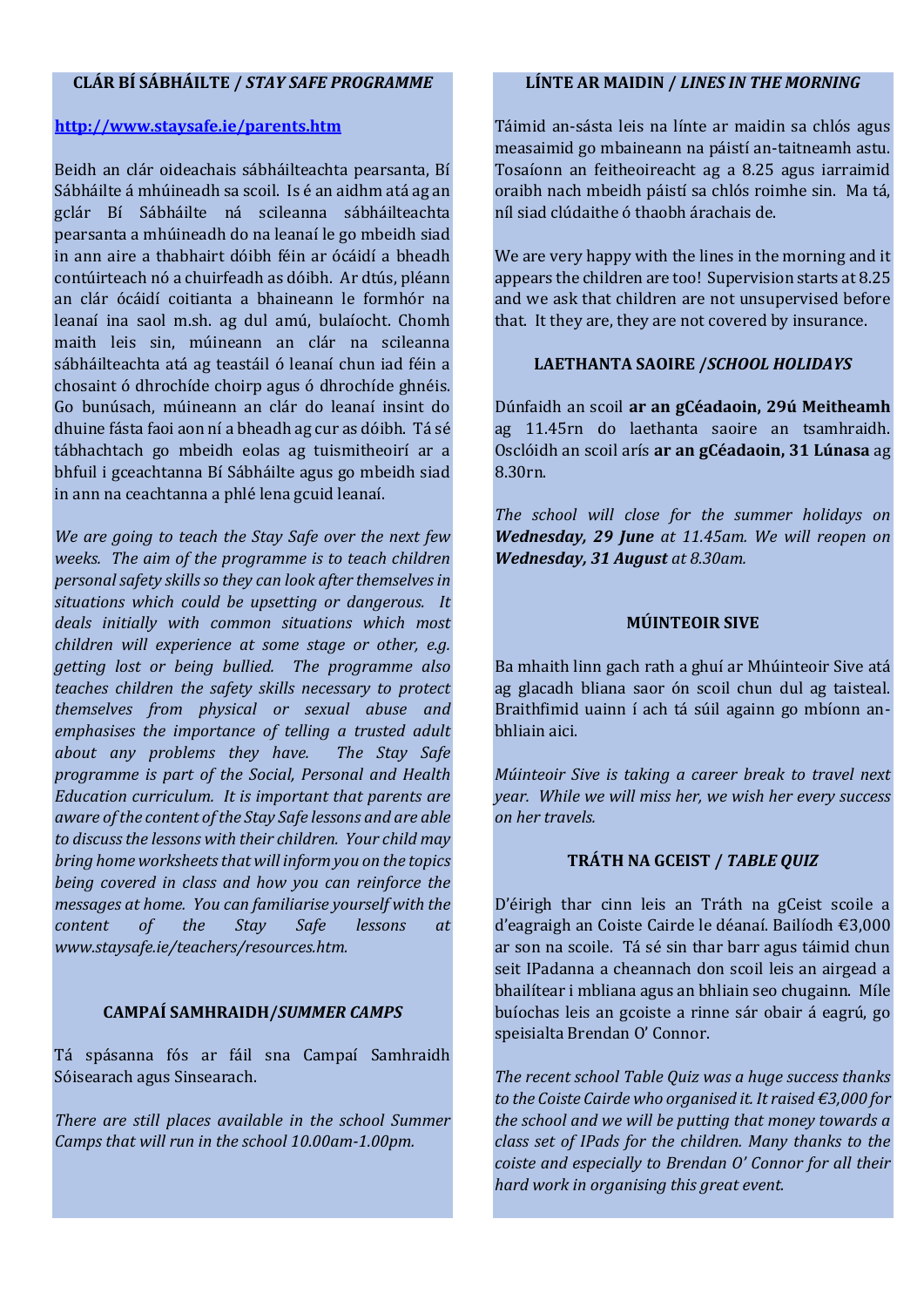## CLÁR BÍ SÁBHÁILTE / *STAY SAFE PROGRAMME*

**http://www.staysafe.ie/parents.htm**

Beidh an clár oideachais sábháilteachta pearsanta, Bí Sábháilte á mhúineadh sa scoil. Is é an aidhm atá ag an gclár Bí Sábháilte ná scileanna sábháilteachta pearsanta a mhúineadh do na leanaí le go mbeidh siad in ann aire a thabhairt dóibh féin ar ócáidí a bheadh contúirteach nó a chuirfeadh as dóibh. Ar dtús, pléann an clár ócáidí coitianta a bhaineann le formhór na leanaí ina saol m.sh. ag dul amú, bulaíocht. Chomh maith leis sin, múineann an clár na scileanna sábháilteachta atá ag teastáil ó leanaí chun iad féin a chosaint ó dhrochíde choirp agus ó dhrochíde ghnéis. Go bunúsach, múineann an clár do leanaí insint do dhuine fásta faoi aon ní a bheadh ag cur as dóibh. Tá sé tábhachtach go mbeidh eolas ag tuismitheoirí ar a bhfuil i gceachtanna Bí Sábháilte agus go mbeidh siad in ann na ceachtanna a phlé lena gcuid leanaí.

*We are going to teach the Stay Safe over the next few weeks. The aim of the programme is to teach children personal safety skills so they can look after themselves in situations which could be upsetting or dangerous. It deals initially with common situations which most children will experience at some stage or other, e.g. getting lost or being bullied. The programme also teaches children the safety skills necessary to protect themselves from physical or sexual abuse and emphasises the importance of telling a trusted adult about any problems they have. The Stay Safe programme is part of the Social, Personal and Health Education curriculum. It is important that parents are aware of the content of the Stay Safe lessons and are able to discuss the lessons with their children. Your child may bring home worksheets that will inform you on the topics being covered in class and how you can reinforce the messages at home. You can familiarise yourself with the content of the Stay Safe lessons at www.staysafe.ie/teachers/resources.htm.*

## CAMPAÍ SAMHRAIDH/*SUMMER CAMPS*

Tá spásanna fós ar fáil sna Campaí Samhraidh Sóisearach agus Sinsearach.

*There are still places available in the school Summer Camps that will run in the school 10.00am-1.00pm.*

## LÍNTE AR MAIDIN / *LINES IN THE MORNING*

Táimid an-sásta leis na línte ar maidin sa chlós agus measaimid go mbaineann na páistí an-taitneamh astu. Tosaíonn an feitheoireacht ag a 8.25 agus iarraimid oraibh nach mbeidh páistí sa chlós roimhe sin. Ma tá, níl siad clúdaithe ó thaobh árachais de.

We are very happy with the lines in the morning and it appears the children are too! Supervision starts at 8.25 and we ask that children are not unsupervised before that. It they are, they are not covered by insurance.

## LAETHANTA SAOIRE /*SCHOOL HOLIDAYS*

Dúnfaidh an scoil **ar an gCéadaoin, 29ú Meitheamh** ag 11.45rn do laethanta saoire an tsamhraidh. Osclóidh an scoil arís **ar an gCéadaoin, 31 Lúnasa** ag 8.30rn.

*The school will close for the summer holidays on **Wednesday, 29 June** at 11.45am. We will reopen on **Wednesday, 31 August** at 8.30am.*

## MÚINTEOIR SIVE

Ba mhaith linn gach rath a ghuí ar Mhúinteoir Sive atá ag glacadh bliana saor ón scoil chun dul ag taisteal. Braithfimid uainn í ach tá súil againn go mbíonn an-bhliain aici.

*Múinteoir Sive is taking a career break to travel next year. While we will miss her, we wish her every success on her travels.*

## TRÁTH NA GCEIST / *TABLE QUIZ*

D'éirigh thar cinn leis an Tráth na gCeist scoile a d'eagraigh an Coiste Cairde le déanaí. Bailíodh €3,000 ar son na scoile. Tá sé sin thar barr agus táimid chun seit IPadanna a cheannach don scoil leis an airgead a bhailítear i mbliana agus an bhliain seo chugainn. Míle buíochas leis an gcoiste a rinne sár obair á eagrú, go speisialta Brendan O' Connor.

*The recent school Table Quiz was a huge success thanks to the Coiste Cairde who organised it. It raised €3,000 for the school and we will be putting that money towards a class set of IPads for the children. Many thanks to the coiste and especially to Brendan O' Connor for all their hard work in organising this great event.*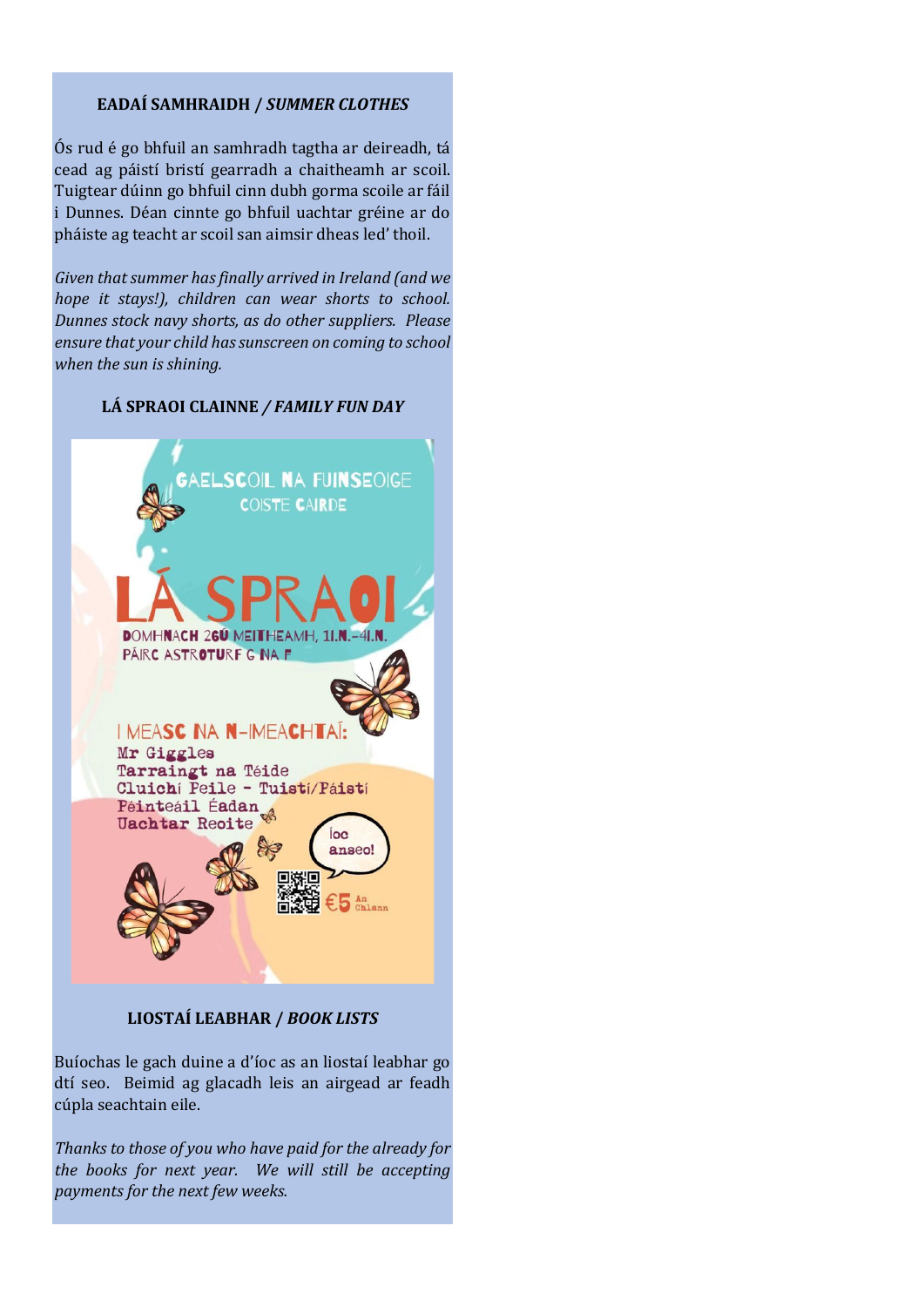**EADAÍ SAMHRAIDH / *SUMMER CLOTHES***

Ós rud é go bhfuil an samhradh tagtha ar deireadh, tá cead ag páistí bristí gearradh a chaitheamh ar scoil. Tuigtear dúinn go bhfuil cinn dubh gorma scoile ar fáil i Dunnes. Déan cinnte go bhfuil uachtar gréine ar do pháiste ag teacht ar scoil san aimsir dheas led' thoil.

*Given that summer has finally arrived in Ireland (and we hope it stays!), children can wear shorts to school. Dunnes stock navy shorts, as do other suppliers. Please ensure that your child has sunscreen on coming to school when the sun is shining.*

**LÁ SPRAOI CLAINNE / *FAMILY FUN DAY***

GAELSCOIL NA FUINSEOIGE
COISTE CAIRDE

LÁ SPRAOI

DOMHNACH 26Ú MEITHEAMH, 11.N.-4I.N.
PÁIRC ASTROTURF G NA F

I MEASC NA N-IMEACHTAÍ:
Mr Giggles
Tarraingt na Téide
Cluichí Peile - Tuistí/Páistí
Péinteáil Éadan
Uachtar Reoite

Íoc anseo!

€5 An Chlann

**LIOSTAÍ LEABHAR / *BOOK LISTS***

Buíochas le gach duine a d'íoc as an liostaí leabhar go dtí seo. Beimid ag glacadh leis an airgead ar feadh cúpla seachtain eile.

*Thanks to those of you who have paid for the already for the books for next year. We will still be accepting payments for the next few weeks.*